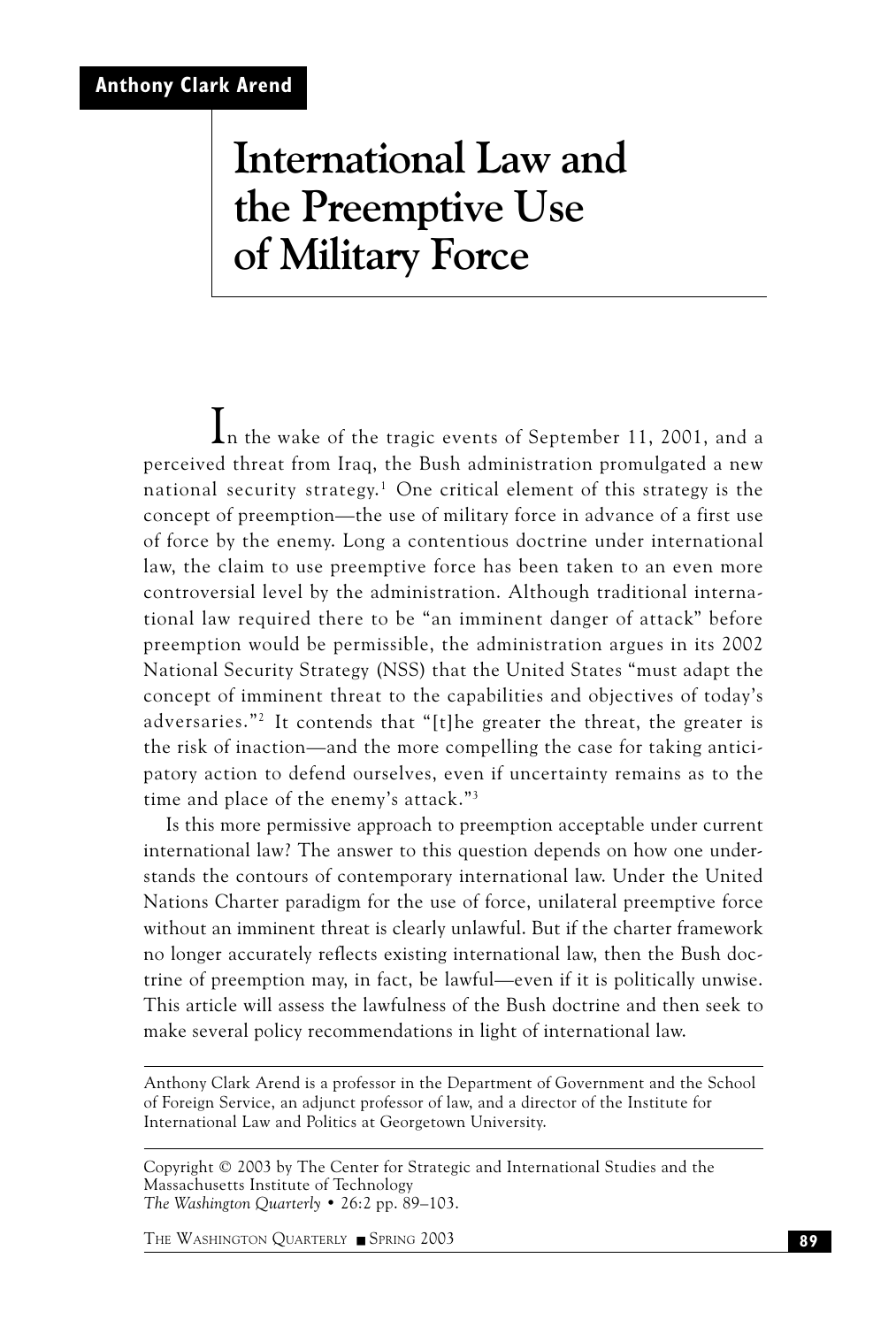**Anthony Clark Arend**

# International Law and the Preemptive Use of Military Force

In the wake of the tragic events of September 11, 2001, and a perceived threat from Iraq, the Bush administration promulgated a new national security strategy.[1] One critical element of this strategy is the concept of preemption—the use of military force in advance of a first use of force by the enemy. Long a contentious doctrine under international law, the claim to use preemptive force has been taken to an even more controversial level by the administration. Although traditional international law required there to be "an imminent danger of attack" before preemption would be permissible, the administration argues in its 2002 National Security Strategy (NSS) that the United States "must adapt the concept of imminent threat to the capabilities and objectives of today's adversaries."[2] It contends that "[t]he greater the threat, the greater is the risk of inaction—and the more compelling the case for taking anticipatory action to defend ourselves, even if uncertainty remains as to the time and place of the enemy's attack."[3]

Is this more permissive approach to preemption acceptable under current international law? The answer to this question depends on how one understands the contours of contemporary international law. Under the United Nations Charter paradigm for the use of force, unilateral preemptive force without an imminent threat is clearly unlawful. But if the charter framework no longer accurately reflects existing international law, then the Bush doctrine of preemption may, in fact, be lawful—even if it is politically unwise. This article will assess the lawfulness of the Bush doctrine and then seek to make several policy recommendations in light of international law.

---

Anthony Clark Arend is a professor in the Department of Government and the School of Foreign Service, an adjunct professor of law, and a director of the Institute for International Law and Politics at Georgetown University.

---

Copyright © 2003 by The Center for Strategic and International Studies and the Massachusetts Institute of Technology
*The Washington Quarterly* • 26:2 pp. 89–103.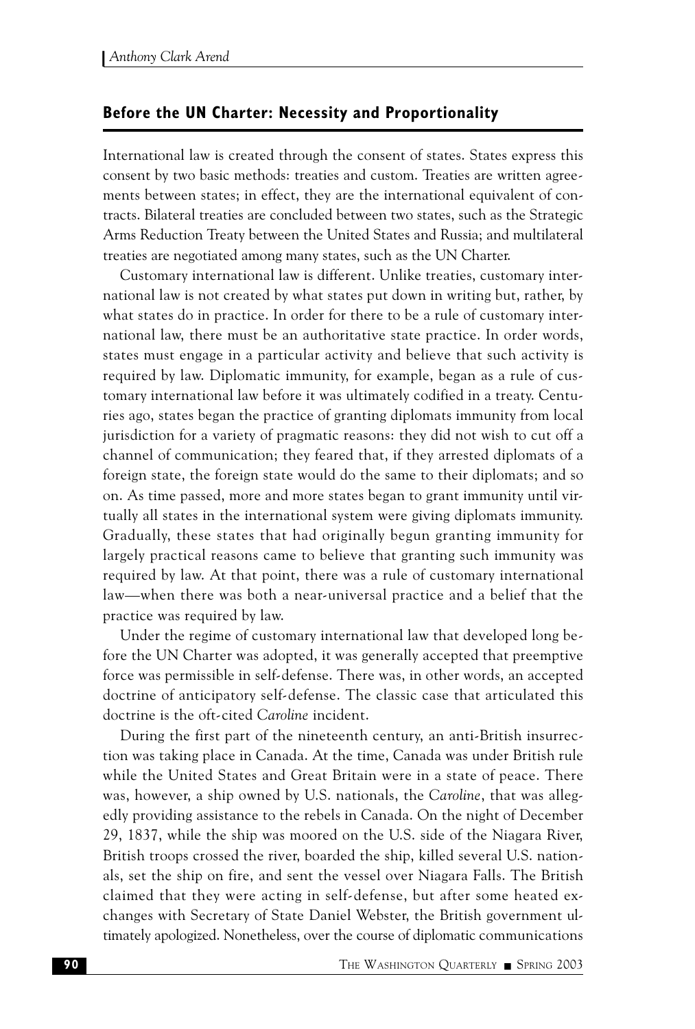## Before the UN Charter: Necessity and Proportionality

International law is created through the consent of states. States express this consent by two basic methods: treaties and custom. Treaties are written agreements between states; in effect, they are the international equivalent of contracts. Bilateral treaties are concluded between two states, such as the Strategic Arms Reduction Treaty between the United States and Russia; and multilateral treaties are negotiated among many states, such as the UN Charter.

Customary international law is different. Unlike treaties, customary international law is not created by what states put down in writing but, rather, by what states do in practice. In order for there to be a rule of customary international law, there must be an authoritative state practice. In order words, states must engage in a particular activity and believe that such activity is required by law. Diplomatic immunity, for example, began as a rule of customary international law before it was ultimately codified in a treaty. Centuries ago, states began the practice of granting diplomats immunity from local jurisdiction for a variety of pragmatic reasons: they did not wish to cut off a channel of communication; they feared that, if they arrested diplomats of a foreign state, the foreign state would do the same to their diplomats; and so on. As time passed, more and more states began to grant immunity until virtually all states in the international system were giving diplomats immunity. Gradually, these states that had originally begun granting immunity for largely practical reasons came to believe that granting such immunity was required by law. At that point, there was a rule of customary international law—when there was both a near-universal practice and a belief that the practice was required by law.

Under the regime of customary international law that developed long before the UN Charter was adopted, it was generally accepted that preemptive force was permissible in self-defense. There was, in other words, an accepted doctrine of anticipatory self-defense. The classic case that articulated this doctrine is the oft-cited *Caroline* incident.

During the first part of the nineteenth century, an anti-British insurrection was taking place in Canada. At the time, Canada was under British rule while the United States and Great Britain were in a state of peace. There was, however, a ship owned by U.S. nationals, the *Caroline*, that was allegedly providing assistance to the rebels in Canada. On the night of December 29, 1837, while the ship was moored on the U.S. side of the Niagara River, British troops crossed the river, boarded the ship, killed several U.S. nationals, set the ship on fire, and sent the vessel over Niagara Falls. The British claimed that they were acting in self-defense, but after some heated exchanges with Secretary of State Daniel Webster, the British government ultimately apologized. Nonetheless, over the course of diplomatic communications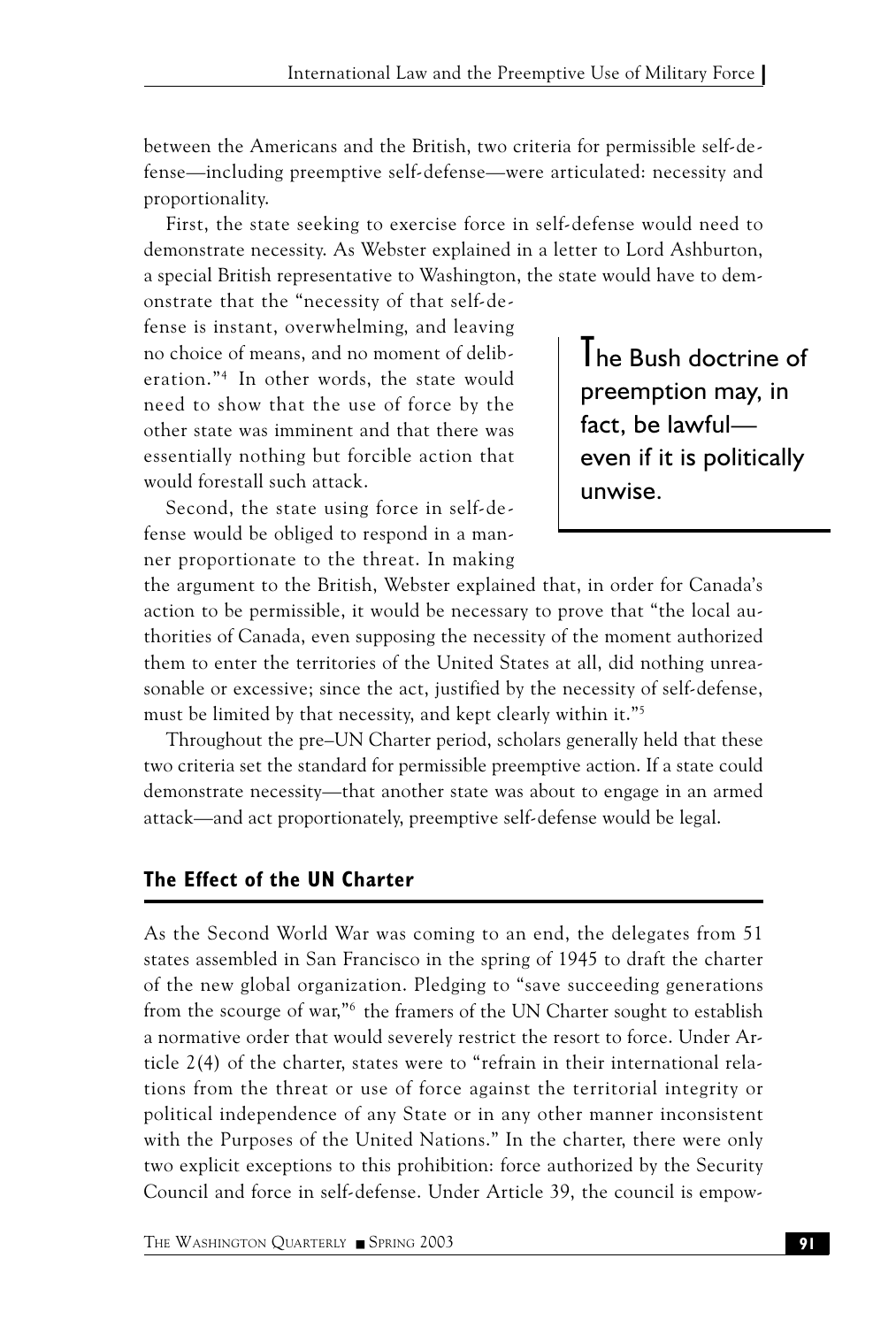between the Americans and the British, two criteria for permissible self-defense—including preemptive self-defense—were articulated: necessity and proportionality.

First, the state seeking to exercise force in self-defense would need to demonstrate necessity. As Webster explained in a letter to Lord Ashburton, a special British representative to Washington, the state would have to demonstrate that the "necessity of that self-defense is instant, overwhelming, and leaving no choice of means, and no moment of deliberation."[4] In other words, the state would need to show that the use of force by the other state was imminent and that there was essentially nothing but forcible action that would forestall such attack.

> The Bush doctrine of preemption may, in fact, be lawful—even if it is politically unwise.

Second, the state using force in self-defense would be obliged to respond in a manner proportionate to the threat. In making the argument to the British, Webster explained that, in order for Canada's action to be permissible, it would be necessary to prove that "the local authorities of Canada, even supposing the necessity of the moment authorized them to enter the territories of the United States at all, did nothing unreasonable or excessive; since the act, justified by the necessity of self-defense, must be limited by that necessity, and kept clearly within it."[5]

Throughout the pre–UN Charter period, scholars generally held that these two criteria set the standard for permissible preemptive action. If a state could demonstrate necessity—that another state was about to engage in an armed attack—and act proportionately, preemptive self-defense would be legal.

## The Effect of the UN Charter

As the Second World War was coming to an end, the delegates from 51 states assembled in San Francisco in the spring of 1945 to draft the charter of the new global organization. Pledging to "save succeeding generations from the scourge of war,"[6] the framers of the UN Charter sought to establish a normative order that would severely restrict the resort to force. Under Article 2(4) of the charter, states were to "refrain in their international relations from the threat or use of force against the territorial integrity or political independence of any State or in any other manner inconsistent with the Purposes of the United Nations." In the charter, there were only two explicit exceptions to this prohibition: force authorized by the Security Council and force in self-defense. Under Article 39, the council is empow-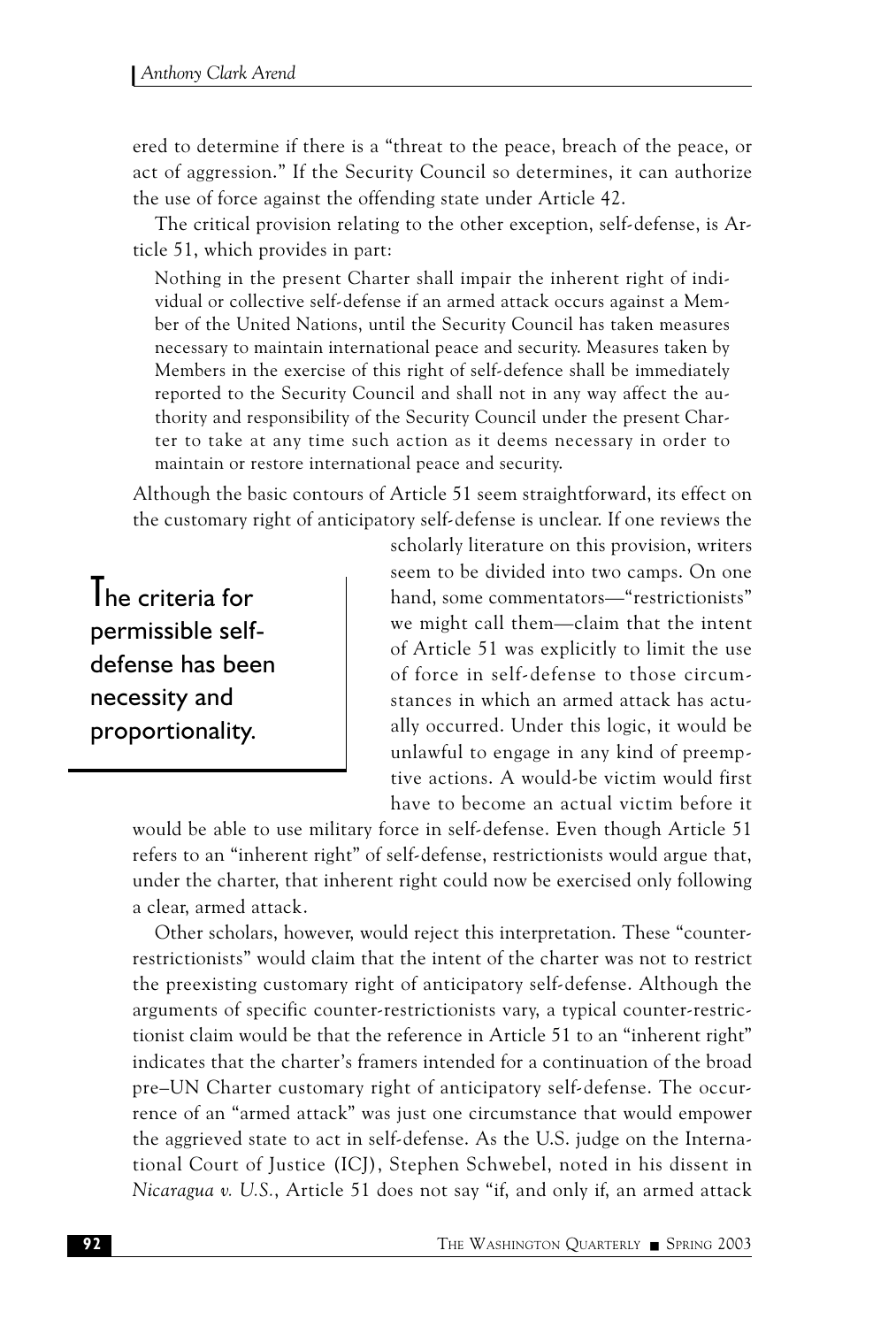ered to determine if there is a "threat to the peace, breach of the peace, or act of aggression." If the Security Council so determines, it can authorize the use of force against the offending state under Article 42.

The critical provision relating to the other exception, self-defense, is Article 51, which provides in part:

> Nothing in the present Charter shall impair the inherent right of individual or collective self-defense if an armed attack occurs against a Member of the United Nations, until the Security Council has taken measures necessary to maintain international peace and security. Measures taken by Members in the exercise of this right of self-defence shall be immediately reported to the Security Council and shall not in any way affect the authority and responsibility of the Security Council under the present Charter to take at any time such action as it deems necessary in order to maintain or restore international peace and security.

Although the basic contours of Article 51 seem straightforward, its effect on the customary right of anticipatory self-defense is unclear. If one reviews the scholarly literature on this provision, writers seem to be divided into two camps. On one hand, some commentators—"restrictionists" we might call them—claim that the intent of Article 51 was explicitly to limit the use of force in self-defense to those circumstances in which an armed attack has actually occurred. Under this logic, it would be unlawful to engage in any kind of preemptive actions. A would-be victim would first have to become an actual victim before it would be able to use military force in self-defense. Even though Article 51 refers to an "inherent right" of self-defense, restrictionists would argue that, under the charter, that inherent right could now be exercised only following a clear, armed attack.

> The criteria for permissible self-defense has been necessity and proportionality.

Other scholars, however, would reject this interpretation. These "counter-restrictionists" would claim that the intent of the charter was not to restrict the preexisting customary right of anticipatory self-defense. Although the arguments of specific counter-restrictionists vary, a typical counter-restrictionist claim would be that the reference in Article 51 to an "inherent right" indicates that the charter's framers intended for a continuation of the broad pre–UN Charter customary right of anticipatory self-defense. The occurrence of an "armed attack" was just one circumstance that would empower the aggrieved state to act in self-defense. As the U.S. judge on the International Court of Justice (ICJ), Stephen Schwebel, noted in his dissent in *Nicaragua v. U.S.*, Article 51 does not say "if, and only if, an armed attack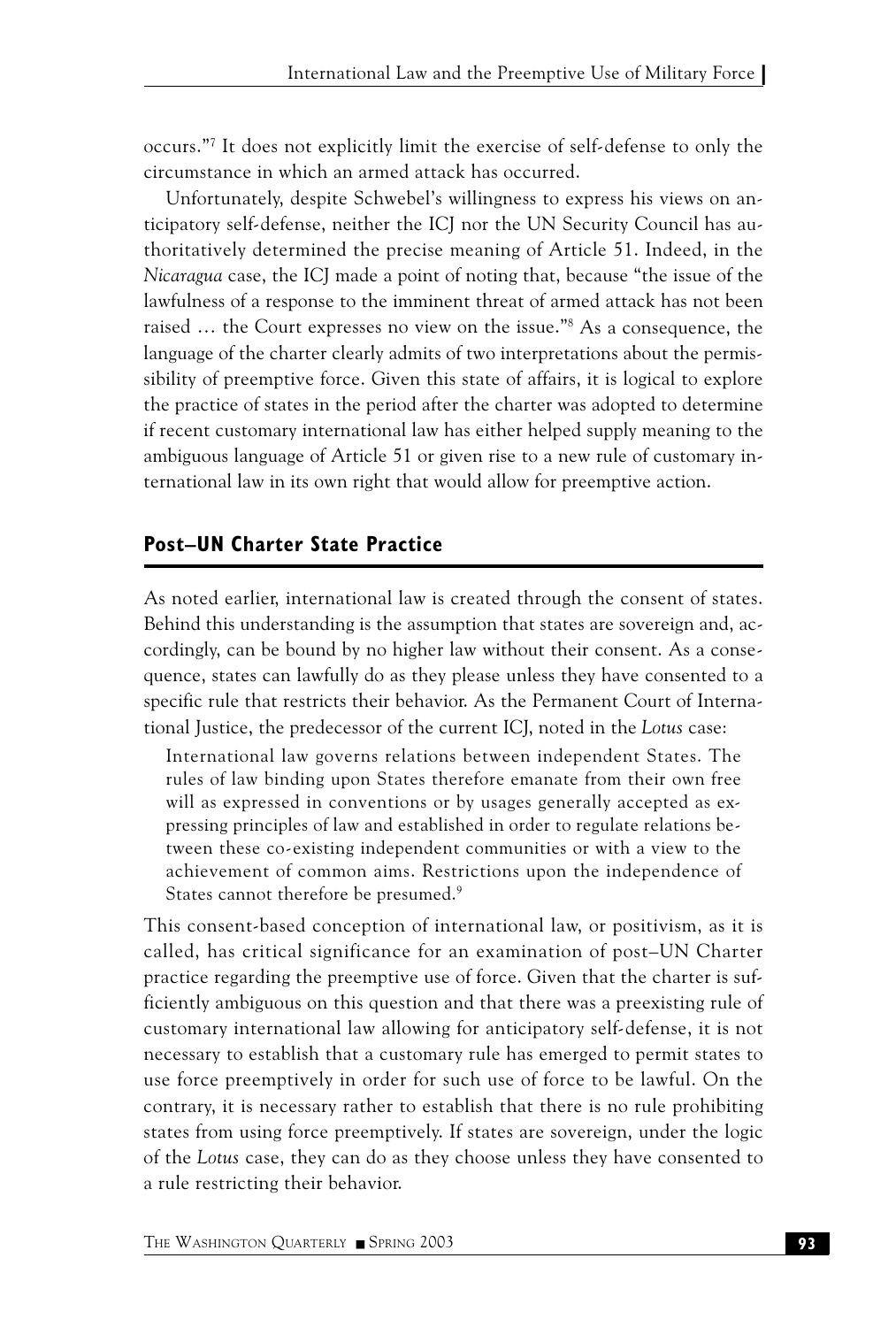occurs."[7] It does not explicitly limit the exercise of self-defense to only the circumstance in which an armed attack has occurred.

Unfortunately, despite Schwebel's willingness to express his views on anticipatory self-defense, neither the ICJ nor the UN Security Council has authoritatively determined the precise meaning of Article 51. Indeed, in the *Nicaragua* case, the ICJ made a point of noting that, because "the issue of the lawfulness of a response to the imminent threat of armed attack has not been raised … the Court expresses no view on the issue."[8] As a consequence, the language of the charter clearly admits of two interpretations about the permissibility of preemptive force. Given this state of affairs, it is logical to explore the practice of states in the period after the charter was adopted to determine if recent customary international law has either helped supply meaning to the ambiguous language of Article 51 or given rise to a new rule of customary international law in its own right that would allow for preemptive action.

## Post–UN Charter State Practice

As noted earlier, international law is created through the consent of states. Behind this understanding is the assumption that states are sovereign and, accordingly, can be bound by no higher law without their consent. As a consequence, states can lawfully do as they please unless they have consented to a specific rule that restricts their behavior. As the Permanent Court of International Justice, the predecessor of the current ICJ, noted in the *Lotus* case:

> International law governs relations between independent States. The rules of law binding upon States therefore emanate from their own free will as expressed in conventions or by usages generally accepted as expressing principles of law and established in order to regulate relations between these co-existing independent communities or with a view to the achievement of common aims. Restrictions upon the independence of States cannot therefore be presumed.[9]

This consent-based conception of international law, or positivism, as it is called, has critical significance for an examination of post–UN Charter practice regarding the preemptive use of force. Given that the charter is sufficiently ambiguous on this question and that there was a preexisting rule of customary international law allowing for anticipatory self-defense, it is not necessary to establish that a customary rule has emerged to permit states to use force preemptively in order for such use of force to be lawful. On the contrary, it is necessary rather to establish that there is no rule prohibiting states from using force preemptively. If states are sovereign, under the logic of the *Lotus* case, they can do as they choose unless they have consented to a rule restricting their behavior.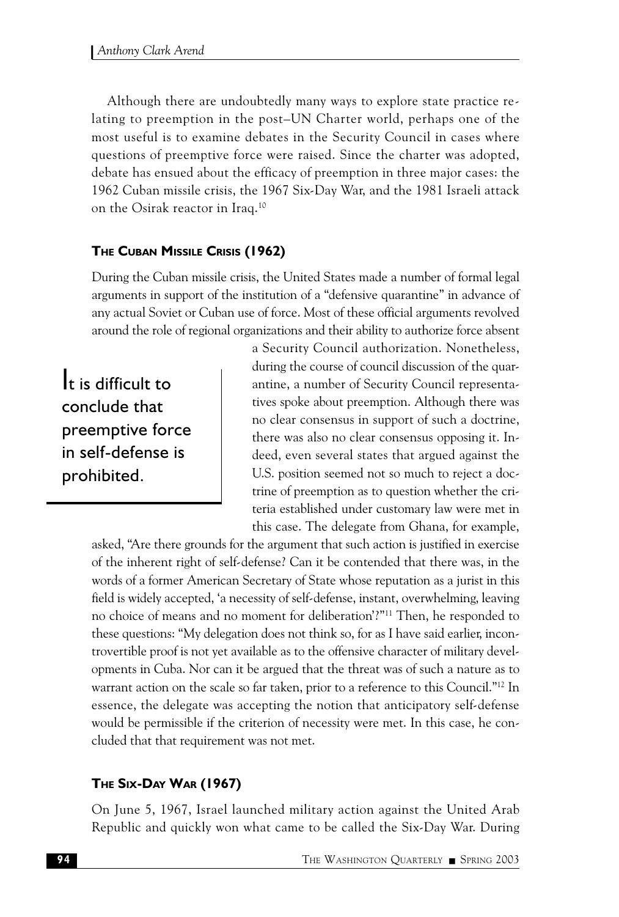Although there are undoubtedly many ways to explore state practice relating to preemption in the post–UN Charter world, perhaps one of the most useful is to examine debates in the Security Council in cases where questions of preemptive force were raised. Since the charter was adopted, debate has ensued about the efficacy of preemption in three major cases: the 1962 Cuban missile crisis, the 1967 Six-Day War, and the 1981 Israeli attack on the Osirak reactor in Iraq.[10]

### The Cuban Missile Crisis (1962)

During the Cuban missile crisis, the United States made a number of formal legal arguments in support of the institution of a "defensive quarantine" in advance of any actual Soviet or Cuban use of force. Most of these official arguments revolved around the role of regional organizations and their ability to authorize force absent a Security Council authorization. Nonetheless, during the course of council discussion of the quarantine, a number of Security Council representatives spoke about preemption. Although there was no clear consensus in support of such a doctrine, there was also no clear consensus opposing it. Indeed, even several states that argued against the U.S. position seemed not so much to reject a doctrine of preemption as to question whether the criteria established under customary law were met in this case. The delegate from Ghana, for example, asked, "Are there grounds for the argument that such action is justified in exercise of the inherent right of self-defense? Can it be contended that there was, in the words of a former American Secretary of State whose reputation as a jurist in this field is widely accepted, 'a necessity of self-defense, instant, overwhelming, leaving no choice of means and no moment for deliberation'?"[11] Then, he responded to these questions: "My delegation does not think so, for as I have said earlier, incontrovertible proof is not yet available as to the offensive character of military developments in Cuba. Nor can it be argued that the threat was of such a nature as to warrant action on the scale so far taken, prior to a reference to this Council."[12] In essence, the delegate was accepting the notion that anticipatory self-defense would be permissible if the criterion of necessity were met. In this case, he concluded that that requirement was not met.

> It is difficult to conclude that preemptive force in self-defense is prohibited.

### The Six-Day War (1967)

On June 5, 1967, Israel launched military action against the United Arab Republic and quickly won what came to be called the Six-Day War. During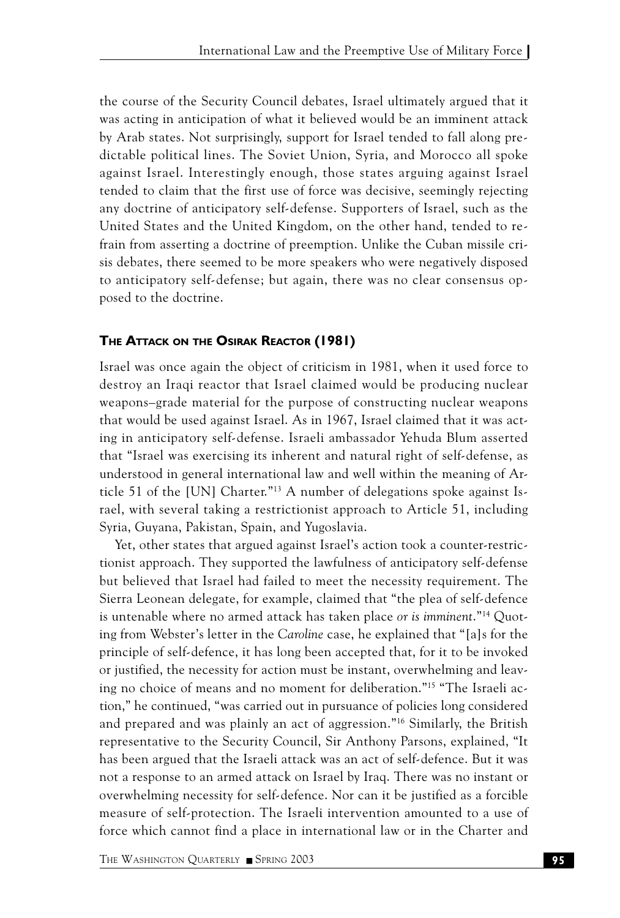the course of the Security Council debates, Israel ultimately argued that it was acting in anticipation of what it believed would be an imminent attack by Arab states. Not surprisingly, support for Israel tended to fall along predictable political lines. The Soviet Union, Syria, and Morocco all spoke against Israel. Interestingly enough, those states arguing against Israel tended to claim that the first use of force was decisive, seemingly rejecting any doctrine of anticipatory self-defense. Supporters of Israel, such as the United States and the United Kingdom, on the other hand, tended to refrain from asserting a doctrine of preemption. Unlike the Cuban missile crisis debates, there seemed to be more speakers who were negatively disposed to anticipatory self-defense; but again, there was no clear consensus opposed to the doctrine.

### THE ATTACK ON THE OSIRAK REACTOR (1981)

Israel was once again the object of criticism in 1981, when it used force to destroy an Iraqi reactor that Israel claimed would be producing nuclear weapons–grade material for the purpose of constructing nuclear weapons that would be used against Israel. As in 1967, Israel claimed that it was acting in anticipatory self-defense. Israeli ambassador Yehuda Blum asserted that "Israel was exercising its inherent and natural right of self-defense, as understood in general international law and well within the meaning of Article 51 of the [UN] Charter."[13] A number of delegations spoke against Israel, with several taking a restrictionist approach to Article 51, including Syria, Guyana, Pakistan, Spain, and Yugoslavia.

Yet, other states that argued against Israel's action took a counter-restrictionist approach. They supported the lawfulness of anticipatory self-defense but believed that Israel had failed to meet the necessity requirement. The Sierra Leonean delegate, for example, claimed that "the plea of self-defence is untenable where no armed attack has taken place *or is imminent*."[14] Quoting from Webster's letter in the *Caroline* case, he explained that "[a]s for the principle of self-defence, it has long been accepted that, for it to be invoked or justified, the necessity for action must be instant, overwhelming and leaving no choice of means and no moment for deliberation."[15] "The Israeli action," he continued, "was carried out in pursuance of policies long considered and prepared and was plainly an act of aggression."[16] Similarly, the British representative to the Security Council, Sir Anthony Parsons, explained, "It has been argued that the Israeli attack was an act of self-defence. But it was not a response to an armed attack on Israel by Iraq. There was no instant or overwhelming necessity for self-defence. Nor can it be justified as a forcible measure of self-protection. The Israeli intervention amounted to a use of force which cannot find a place in international law or in the Charter and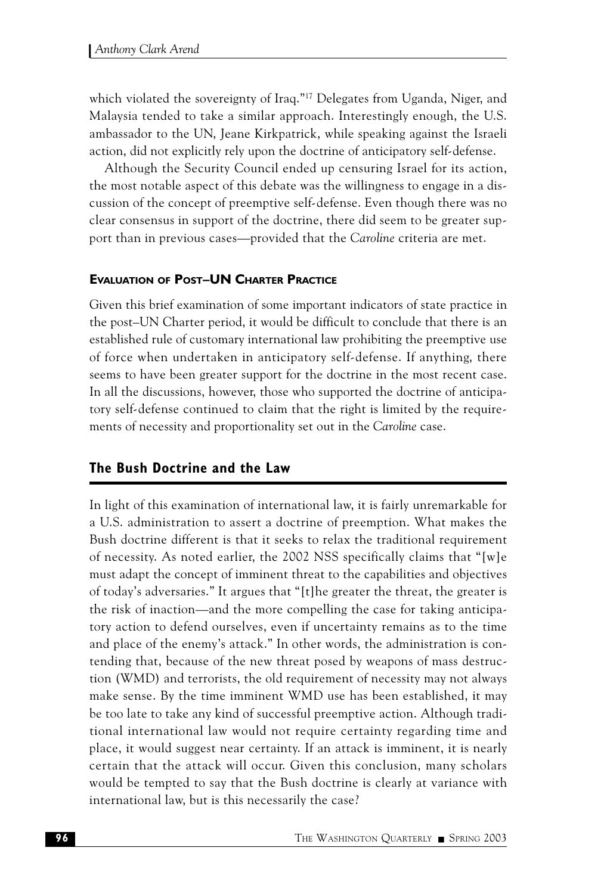which violated the sovereignty of Iraq."[17] Delegates from Uganda, Niger, and Malaysia tended to take a similar approach. Interestingly enough, the U.S. ambassador to the UN, Jeane Kirkpatrick, while speaking against the Israeli action, did not explicitly rely upon the doctrine of anticipatory self-defense.

Although the Security Council ended up censuring Israel for its action, the most notable aspect of this debate was the willingness to engage in a discussion of the concept of preemptive self-defense. Even though there was no clear consensus in support of the doctrine, there did seem to be greater support than in previous cases—provided that the *Caroline* criteria are met.

### Evaluation of Post–UN Charter Practice

Given this brief examination of some important indicators of state practice in the post–UN Charter period, it would be difficult to conclude that there is an established rule of customary international law prohibiting the preemptive use of force when undertaken in anticipatory self-defense. If anything, there seems to have been greater support for the doctrine in the most recent case. In all the discussions, however, those who supported the doctrine of anticipatory self-defense continued to claim that the right is limited by the requirements of necessity and proportionality set out in the *Caroline* case.

## The Bush Doctrine and the Law

In light of this examination of international law, it is fairly unremarkable for a U.S. administration to assert a doctrine of preemption. What makes the Bush doctrine different is that it seeks to relax the traditional requirement of necessity. As noted earlier, the 2002 NSS specifically claims that "[w]e must adapt the concept of imminent threat to the capabilities and objectives of today's adversaries." It argues that "[t]he greater the threat, the greater is the risk of inaction—and the more compelling the case for taking anticipatory action to defend ourselves, even if uncertainty remains as to the time and place of the enemy's attack." In other words, the administration is contending that, because of the new threat posed by weapons of mass destruction (WMD) and terrorists, the old requirement of necessity may not always make sense. By the time imminent WMD use has been established, it may be too late to take any kind of successful preemptive action. Although traditional international law would not require certainty regarding time and place, it would suggest near certainty. If an attack is imminent, it is nearly certain that the attack will occur. Given this conclusion, many scholars would be tempted to say that the Bush doctrine is clearly at variance with international law, but is this necessarily the case?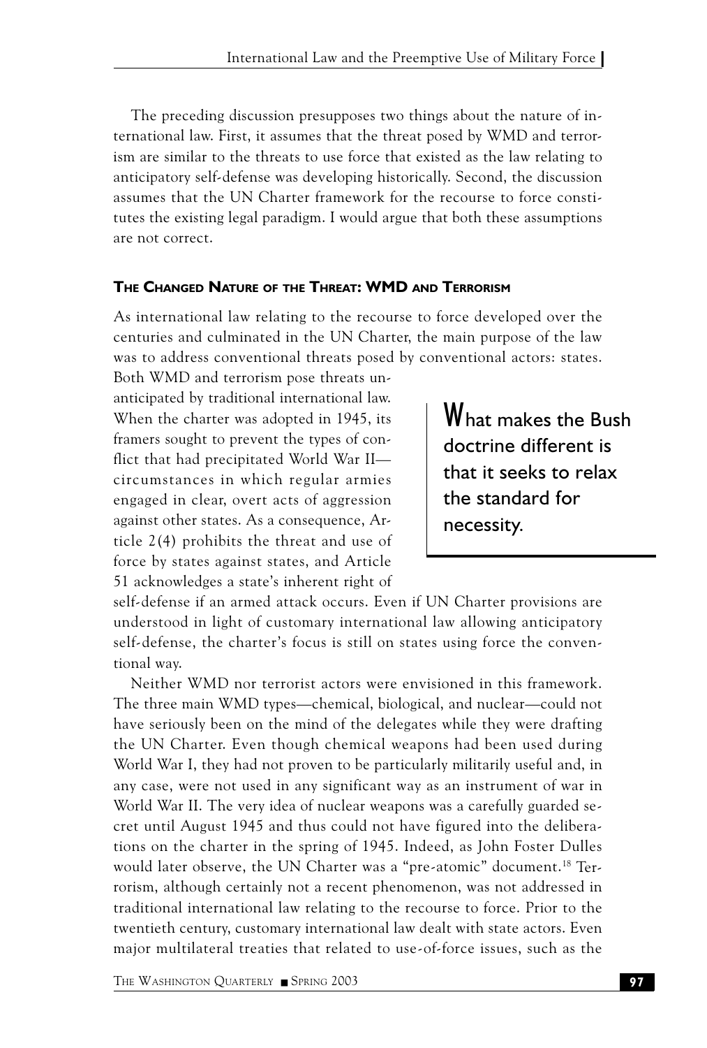The preceding discussion presupposes two things about the nature of international law. First, it assumes that the threat posed by WMD and terrorism are similar to the threats to use force that existed as the law relating to anticipatory self-defense was developing historically. Second, the discussion assumes that the UN Charter framework for the recourse to force constitutes the existing legal paradigm. I would argue that both these assumptions are not correct.

## The Changed Nature of the Threat: WMD and Terrorism

As international law relating to the recourse to force developed over the centuries and culminated in the UN Charter, the main purpose of the law was to address conventional threats posed by conventional actors: states. Both WMD and terrorism pose threats unanticipated by traditional international law. When the charter was adopted in 1945, its framers sought to prevent the types of conflict that had precipitated World War II—circumstances in which regular armies engaged in clear, overt acts of aggression against other states. As a consequence, Article 2(4) prohibits the threat and use of force by states against states, and Article 51 acknowledges a state's inherent right of self-defense if an armed attack occurs. Even if UN Charter provisions are understood in light of customary international law allowing anticipatory self-defense, the charter's focus is still on states using force the conventional way.

> What makes the Bush doctrine different is that it seeks to relax the standard for necessity.

Neither WMD nor terrorist actors were envisioned in this framework. The three main WMD types—chemical, biological, and nuclear—could not have seriously been on the mind of the delegates while they were drafting the UN Charter. Even though chemical weapons had been used during World War I, they had not proven to be particularly militarily useful and, in any case, were not used in any significant way as an instrument of war in World War II. The very idea of nuclear weapons was a carefully guarded secret until August 1945 and thus could not have figured into the deliberations on the charter in the spring of 1945. Indeed, as John Foster Dulles would later observe, the UN Charter was a "pre-atomic" document.[18] Terrorism, although certainly not a recent phenomenon, was not addressed in traditional international law relating to the recourse to force. Prior to the twentieth century, customary international law dealt with state actors. Even major multilateral treaties that related to use-of-force issues, such as the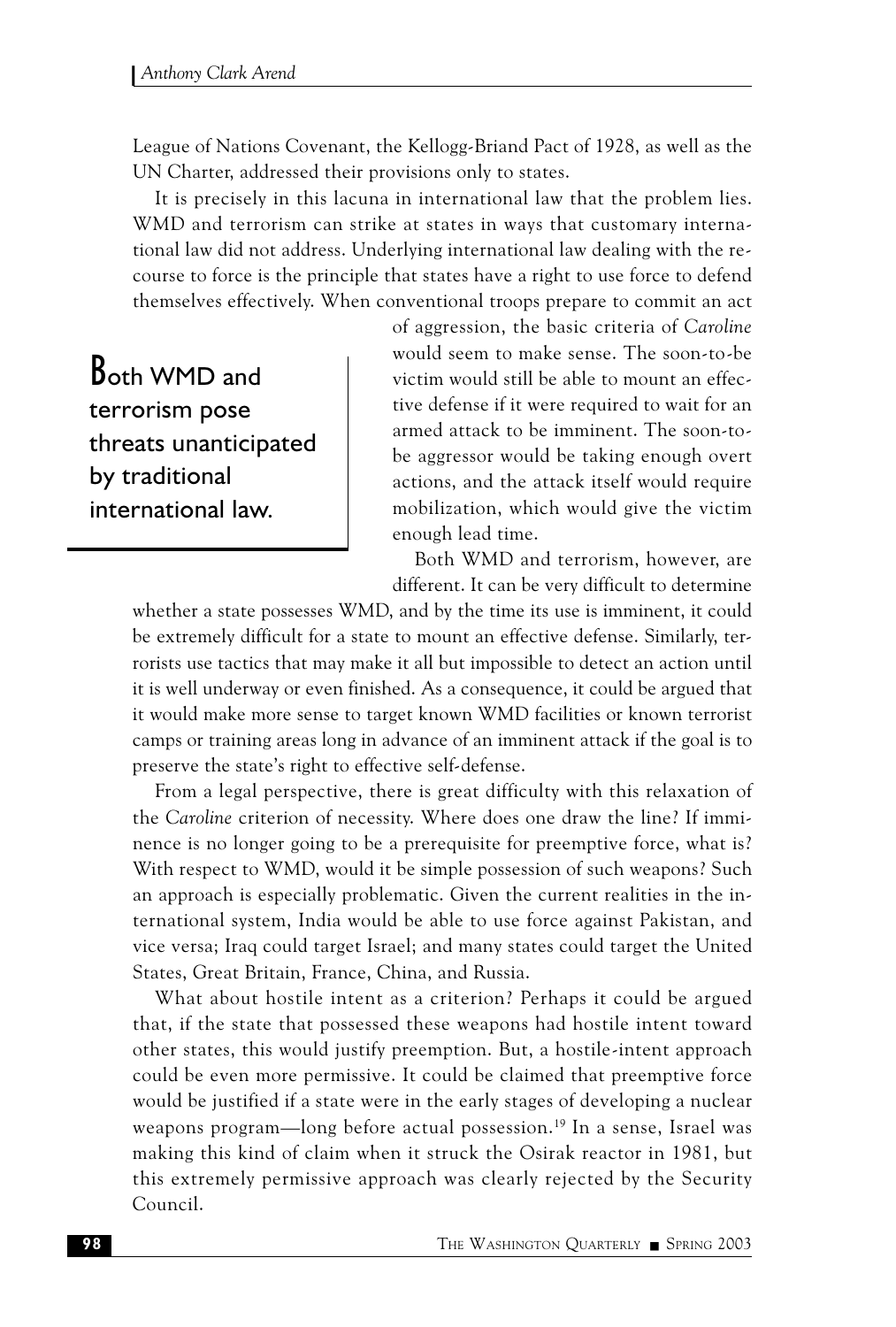League of Nations Covenant, the Kellogg-Briand Pact of 1928, as well as the UN Charter, addressed their provisions only to states.

It is precisely in this lacuna in international law that the problem lies. WMD and terrorism can strike at states in ways that customary international law did not address. Underlying international law dealing with the recourse to force is the principle that states have a right to use force to defend themselves effectively. When conventional troops prepare to commit an act of aggression, the basic criteria of *Caroline* would seem to make sense. The soon-to-be victim would still be able to mount an effective defense if it were required to wait for an armed attack to be imminent. The soon-to-be aggressor would be taking enough overt actions, and the attack itself would require mobilization, which would give the victim enough lead time.

> Both WMD and terrorism pose threats unanticipated by traditional international law.

Both WMD and terrorism, however, are different. It can be very difficult to determine whether a state possesses WMD, and by the time its use is imminent, it could be extremely difficult for a state to mount an effective defense. Similarly, terrorists use tactics that may make it all but impossible to detect an action until it is well underway or even finished. As a consequence, it could be argued that it would make more sense to target known WMD facilities or known terrorist camps or training areas long in advance of an imminent attack if the goal is to preserve the state's right to effective self-defense.

From a legal perspective, there is great difficulty with this relaxation of the *Caroline* criterion of necessity. Where does one draw the line? If imminence is no longer going to be a prerequisite for preemptive force, what is? With respect to WMD, would it be simple possession of such weapons? Such an approach is especially problematic. Given the current realities in the international system, India would be able to use force against Pakistan, and vice versa; Iraq could target Israel; and many states could target the United States, Great Britain, France, China, and Russia.

What about hostile intent as a criterion? Perhaps it could be argued that, if the state that possessed these weapons had hostile intent toward other states, this would justify preemption. But, a hostile-intent approach could be even more permissive. It could be claimed that preemptive force would be justified if a state were in the early stages of developing a nuclear weapons program—long before actual possession.[19] In a sense, Israel was making this kind of claim when it struck the Osirak reactor in 1981, but this extremely permissive approach was clearly rejected by the Security Council.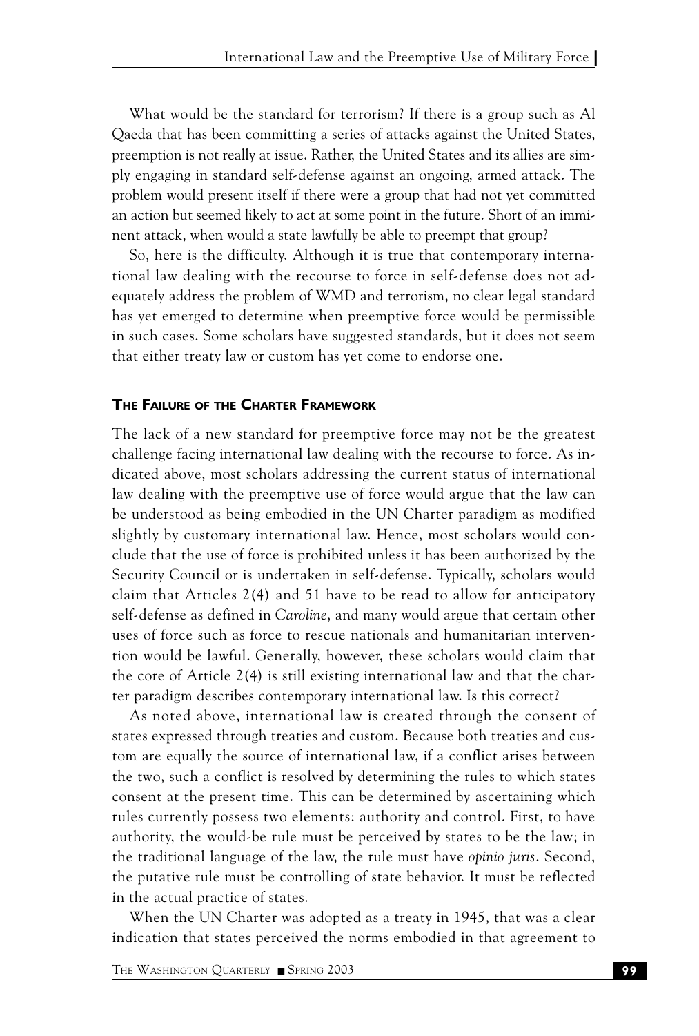What would be the standard for terrorism? If there is a group such as Al Qaeda that has been committing a series of attacks against the United States, preemption is not really at issue. Rather, the United States and its allies are simply engaging in standard self-defense against an ongoing, armed attack. The problem would present itself if there were a group that had not yet committed an action but seemed likely to act at some point in the future. Short of an imminent attack, when would a state lawfully be able to preempt that group?

So, here is the difficulty. Although it is true that contemporary international law dealing with the recourse to force in self-defense does not adequately address the problem of WMD and terrorism, no clear legal standard has yet emerged to determine when preemptive force would be permissible in such cases. Some scholars have suggested standards, but it does not seem that either treaty law or custom has yet come to endorse one.

## The Failure of the Charter Framework

The lack of a new standard for preemptive force may not be the greatest challenge facing international law dealing with the recourse to force. As indicated above, most scholars addressing the current status of international law dealing with the preemptive use of force would argue that the law can be understood as being embodied in the UN Charter paradigm as modified slightly by customary international law. Hence, most scholars would conclude that the use of force is prohibited unless it has been authorized by the Security Council or is undertaken in self-defense. Typically, scholars would claim that Articles 2(4) and 51 have to be read to allow for anticipatory self-defense as defined in *Caroline*, and many would argue that certain other uses of force such as force to rescue nationals and humanitarian intervention would be lawful. Generally, however, these scholars would claim that the core of Article 2(4) is still existing international law and that the charter paradigm describes contemporary international law. Is this correct?

As noted above, international law is created through the consent of states expressed through treaties and custom. Because both treaties and custom are equally the source of international law, if a conflict arises between the two, such a conflict is resolved by determining the rules to which states consent at the present time. This can be determined by ascertaining which rules currently possess two elements: authority and control. First, to have authority, the would-be rule must be perceived by states to be the law; in the traditional language of the law, the rule must have *opinio juris*. Second, the putative rule must be controlling of state behavior. It must be reflected in the actual practice of states.

When the UN Charter was adopted as a treaty in 1945, that was a clear indication that states perceived the norms embodied in that agreement to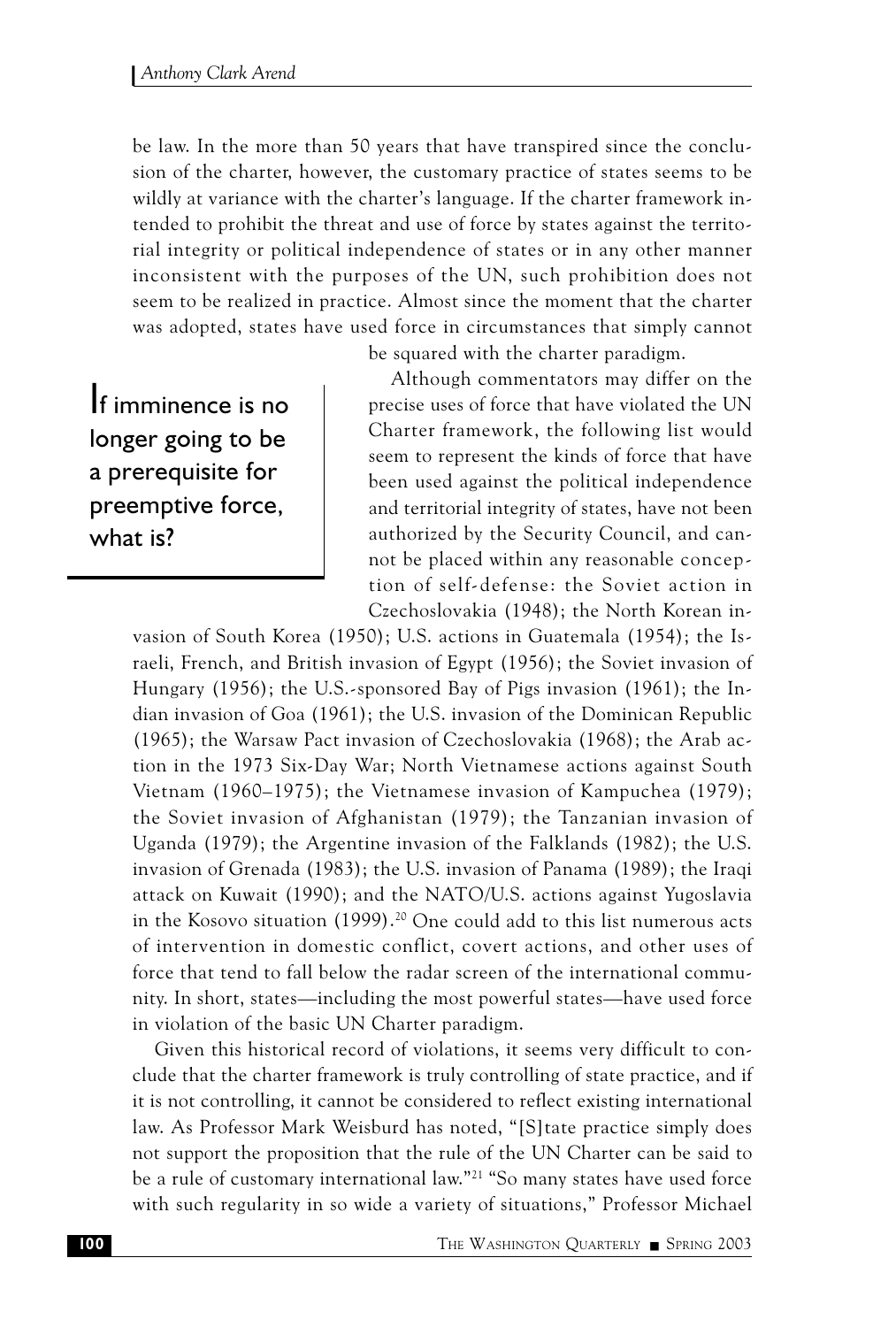be law. In the more than 50 years that have transpired since the conclusion of the charter, however, the customary practice of states seems to be wildly at variance with the charter's language. If the charter framework intended to prohibit the threat and use of force by states against the territorial integrity or political independence of states or in any other manner inconsistent with the purposes of the UN, such prohibition does not seem to be realized in practice. Almost since the moment that the charter was adopted, states have used force in circumstances that simply cannot be squared with the charter paradigm.

> If imminence is no longer going to be a prerequisite for preemptive force, what is?

Although commentators may differ on the precise uses of force that have violated the UN Charter framework, the following list would seem to represent the kinds of force that have been used against the political independence and territorial integrity of states, have not been authorized by the Security Council, and cannot be placed within any reasonable conception of self-defense: the Soviet action in Czechoslovakia (1948); the North Korean invasion of South Korea (1950); U.S. actions in Guatemala (1954); the Israeli, French, and British invasion of Egypt (1956); the Soviet invasion of Hungary (1956); the U.S.-sponsored Bay of Pigs invasion (1961); the Indian invasion of Goa (1961); the U.S. invasion of the Dominican Republic (1965); the Warsaw Pact invasion of Czechoslovakia (1968); the Arab action in the 1973 Six-Day War; North Vietnamese actions against South Vietnam (1960–1975); the Vietnamese invasion of Kampuchea (1979); the Soviet invasion of Afghanistan (1979); the Tanzanian invasion of Uganda (1979); the Argentine invasion of the Falklands (1982); the U.S. invasion of Grenada (1983); the U.S. invasion of Panama (1989); the Iraqi attack on Kuwait (1990); and the NATO/U.S. actions against Yugoslavia in the Kosovo situation (1999).[20] One could add to this list numerous acts of intervention in domestic conflict, covert actions, and other uses of force that tend to fall below the radar screen of the international community. In short, states—including the most powerful states—have used force in violation of the basic UN Charter paradigm.

Given this historical record of violations, it seems very difficult to conclude that the charter framework is truly controlling of state practice, and if it is not controlling, it cannot be considered to reflect existing international law. As Professor Mark Weisburd has noted, "[S]tate practice simply does not support the proposition that the rule of the UN Charter can be said to be a rule of customary international law."[21] "So many states have used force with such regularity in so wide a variety of situations," Professor Michael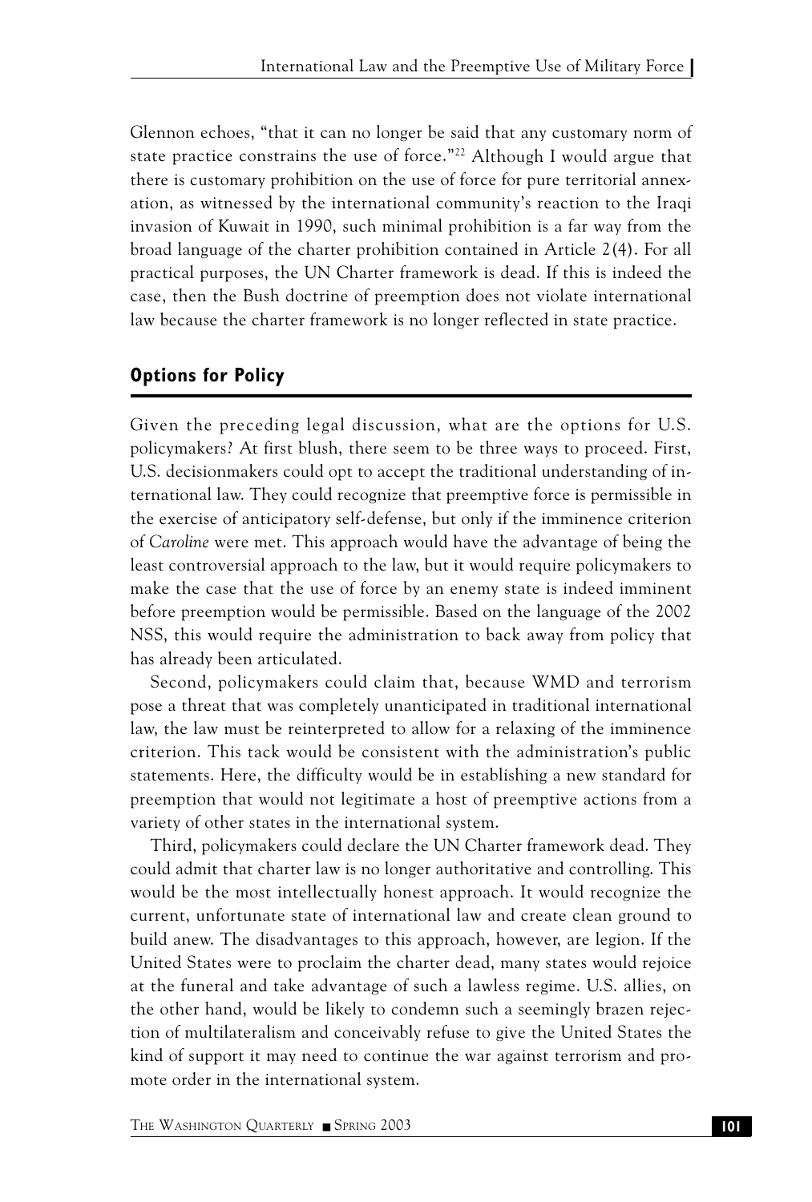Glennon echoes, "that it can no longer be said that any customary norm of state practice constrains the use of force."[22] Although I would argue that there is customary prohibition on the use of force for pure territorial annexation, as witnessed by the international community's reaction to the Iraqi invasion of Kuwait in 1990, such minimal prohibition is a far way from the broad language of the charter prohibition contained in Article 2(4). For all practical purposes, the UN Charter framework is dead. If this is indeed the case, then the Bush doctrine of preemption does not violate international law because the charter framework is no longer reflected in state practice.

## Options for Policy

Given the preceding legal discussion, what are the options for U.S. policymakers? At first blush, there seem to be three ways to proceed. First, U.S. decisionmakers could opt to accept the traditional understanding of international law. They could recognize that preemptive force is permissible in the exercise of anticipatory self-defense, but only if the imminence criterion of *Caroline* were met. This approach would have the advantage of being the least controversial approach to the law, but it would require policymakers to make the case that the use of force by an enemy state is indeed imminent before preemption would be permissible. Based on the language of the 2002 NSS, this would require the administration to back away from policy that has already been articulated.

Second, policymakers could claim that, because WMD and terrorism pose a threat that was completely unanticipated in traditional international law, the law must be reinterpreted to allow for a relaxing of the imminence criterion. This tack would be consistent with the administration's public statements. Here, the difficulty would be in establishing a new standard for preemption that would not legitimate a host of preemptive actions from a variety of other states in the international system.

Third, policymakers could declare the UN Charter framework dead. They could admit that charter law is no longer authoritative and controlling. This would be the most intellectually honest approach. It would recognize the current, unfortunate state of international law and create clean ground to build anew. The disadvantages to this approach, however, are legion. If the United States were to proclaim the charter dead, many states would rejoice at the funeral and take advantage of such a lawless regime. U.S. allies, on the other hand, would be likely to condemn such a seemingly brazen rejection of multilateralism and conceivably refuse to give the United States the kind of support it may need to continue the war against terrorism and promote order in the international system.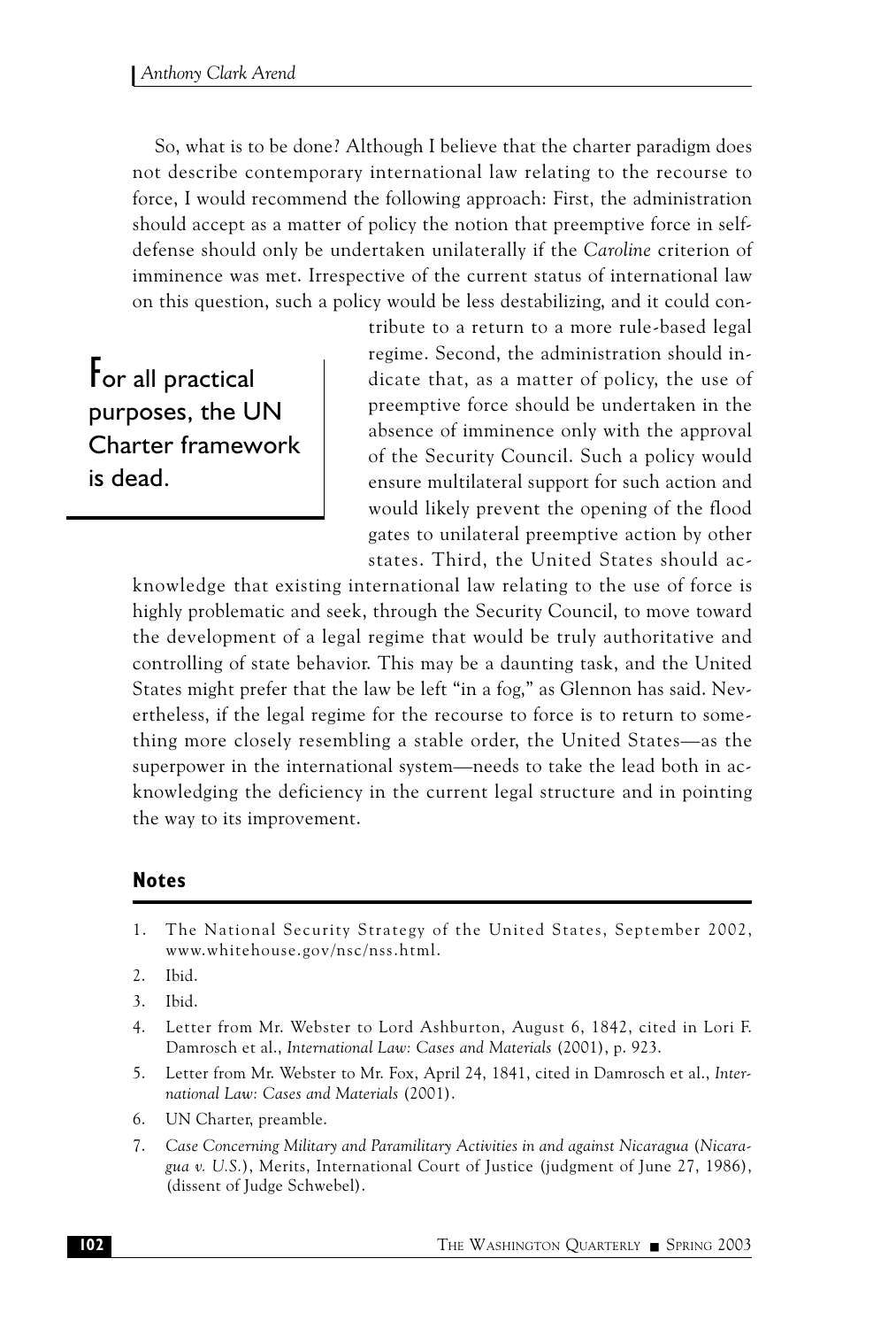So, what is to be done? Although I believe that the charter paradigm does not describe contemporary international law relating to the recourse to force, I would recommend the following approach: First, the administration should accept as a matter of policy the notion that preemptive force in self-defense should only be undertaken unilaterally if the *Caroline* criterion of imminence was met. Irrespective of the current status of international law on this question, such a policy would be less destabilizing, and it could contribute to a return to a more rule-based legal regime. Second, the administration should indicate that, as a matter of policy, the use of preemptive force should be undertaken in the absence of imminence only with the approval of the Security Council. Such a policy would ensure multilateral support for such action and would likely prevent the opening of the flood gates to unilateral preemptive action by other states. Third, the United States should acknowledge that existing international law relating to the use of force is highly problematic and seek, through the Security Council, to move toward the development of a legal regime that would be truly authoritative and controlling of state behavior. This may be a daunting task, and the United States might prefer that the law be left "in a fog," as Glennon has said. Nevertheless, if the legal regime for the recourse to force is to return to something more closely resembling a stable order, the United States—as the superpower in the international system—needs to take the lead both in acknowledging the deficiency in the current legal structure and in pointing the way to its improvement.

> For all practical purposes, the UN Charter framework is dead.

## Notes

1. The National Security Strategy of the United States, September 2002, www.whitehouse.gov/nsc/nss.html.
2. Ibid.
3. Ibid.
4. Letter from Mr. Webster to Lord Ashburton, August 6, 1842, cited in Lori F. Damrosch et al., *International Law: Cases and Materials* (2001), p. 923.
5. Letter from Mr. Webster to Mr. Fox, April 24, 1841, cited in Damrosch et al., *International Law: Cases and Materials* (2001).
6. UN Charter, preamble.
7. *Case Concerning Military and Paramilitary Activities in and against Nicaragua* (*Nicaragua v. U.S.*), Merits, International Court of Justice (judgment of June 27, 1986), (dissent of Judge Schwebel).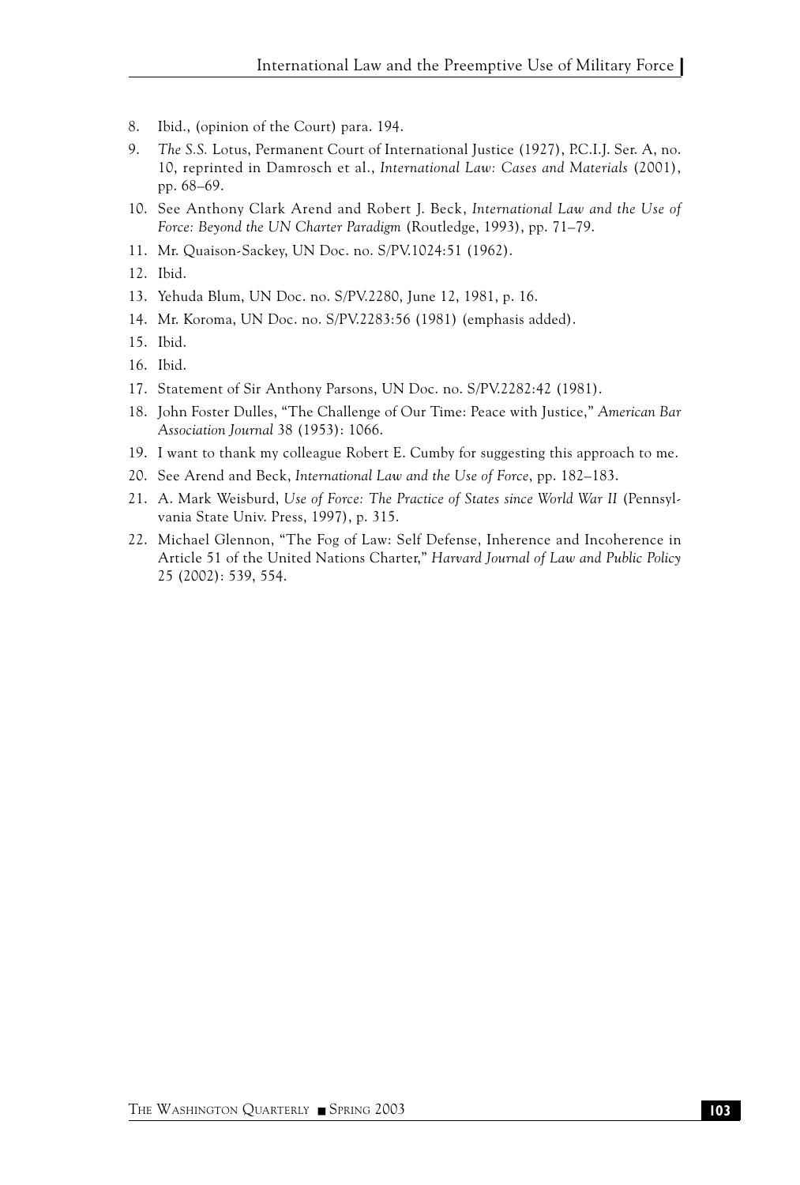8. Ibid., (opinion of the Court) para. 194.
9. *The S.S.* Lotus, Permanent Court of International Justice (1927), P.C.I.J. Ser. A, no. 10, reprinted in Damrosch et al., *International Law: Cases and Materials* (2001), pp. 68–69.
10. See Anthony Clark Arend and Robert J. Beck, *International Law and the Use of Force: Beyond the UN Charter Paradigm* (Routledge, 1993), pp. 71–79.
11. Mr. Quaison-Sackey, UN Doc. no. S/PV.1024:51 (1962).
12. Ibid.
13. Yehuda Blum, UN Doc. no. S/PV.2280, June 12, 1981, p. 16.
14. Mr. Koroma, UN Doc. no. S/PV.2283:56 (1981) (emphasis added).
15. Ibid.
16. Ibid.
17. Statement of Sir Anthony Parsons, UN Doc. no. S/PV.2282:42 (1981).
18. John Foster Dulles, "The Challenge of Our Time: Peace with Justice," *American Bar Association Journal* 38 (1953): 1066.
19. I want to thank my colleague Robert E. Cumby for suggesting this approach to me.
20. See Arend and Beck, *International Law and the Use of Force*, pp. 182–183.
21. A. Mark Weisburd, *Use of Force: The Practice of States since World War II* (Pennsylvania State Univ. Press, 1997), p. 315.
22. Michael Glennon, "The Fog of Law: Self Defense, Inherence and Incoherence in Article 51 of the United Nations Charter," *Harvard Journal of Law and Public Policy* 25 (2002): 539, 554.